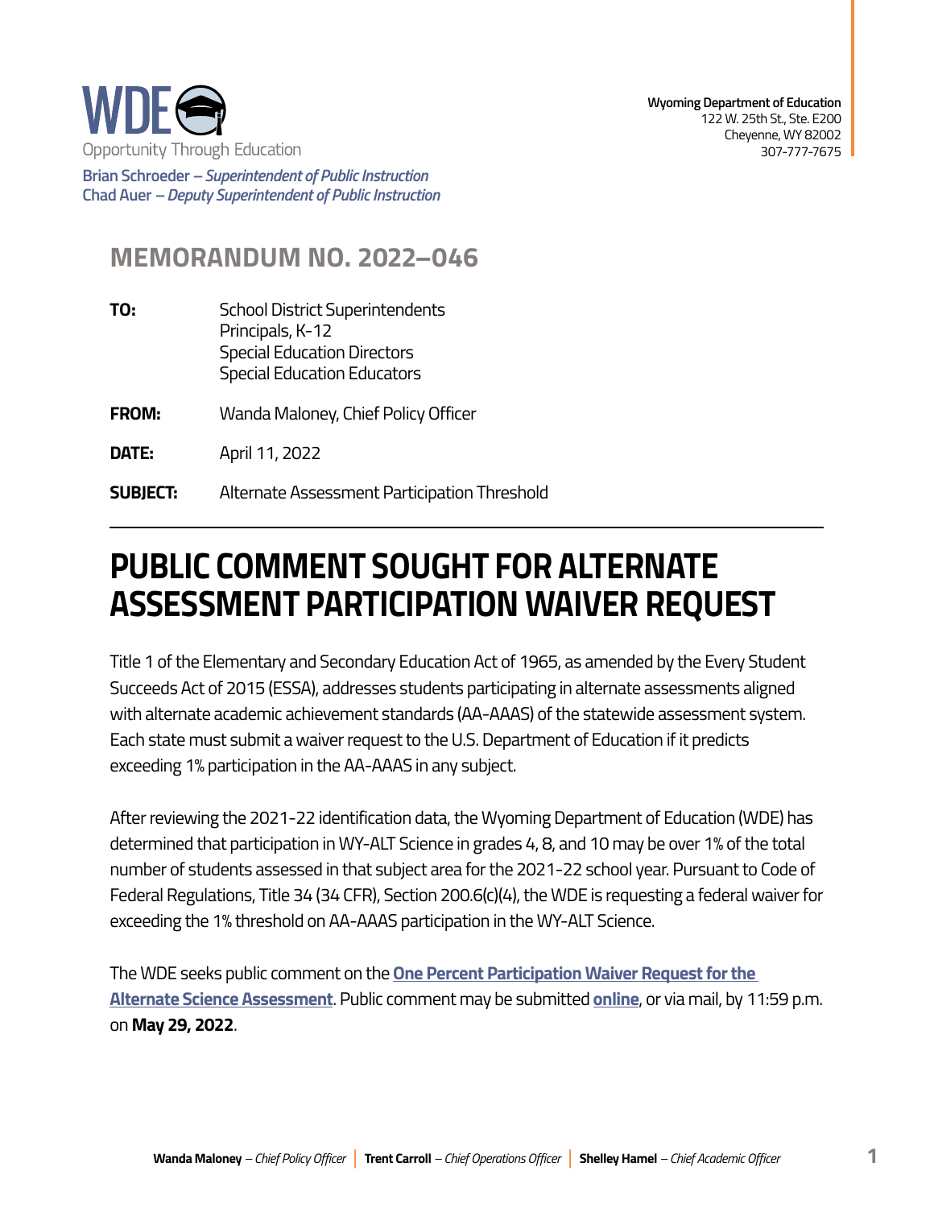WDE
Opportunity Through Education

**Brian Schroeder** – *Superintendent of Public Instruction*
**Chad Auer** – *Deputy Superintendent of Public Instruction*

**Wyoming Department of Education**
122 W. 25th St., Ste. E200
Cheyenne, WY 82002
307-777-7675

## MEMORANDUM NO. 2022–046

**TO:** School District Superintendents
Principals, K-12
Special Education Directors
Special Education Educators

**FROM:** Wanda Maloney, Chief Policy Officer

**DATE:** April 11, 2022

**SUBJECT:** Alternate Assessment Participation Threshold

---

# PUBLIC COMMENT SOUGHT FOR ALTERNATE ASSESSMENT PARTICIPATION WAIVER REQUEST

Title 1 of the Elementary and Secondary Education Act of 1965, as amended by the Every Student Succeeds Act of 2015 (ESSA), addresses students participating in alternate assessments aligned with alternate academic achievement standards (AA-AAAS) of the statewide assessment system. Each state must submit a waiver request to the U.S. Department of Education if it predicts exceeding 1% participation in the AA-AAAS in any subject.

After reviewing the 2021-22 identification data, the Wyoming Department of Education (WDE) has determined that participation in WY-ALT Science in grades 4, 8, and 10 may be over 1% of the total number of students assessed in that subject area for the 2021-22 school year. Pursuant to Code of Federal Regulations, Title 34 (34 CFR), Section 200.6(c)(4), the WDE is requesting a federal waiver for exceeding the 1% threshold on AA-AAAS participation in the WY-ALT Science.

The WDE seeks public comment on the **One Percent Participation Waiver Request for the Alternate Science Assessment**. Public comment may be submitted **online**, or via mail, by 11:59 p.m. on **May 29, 2022**.

**Wanda Maloney** – *Chief Policy Officer* | **Trent Carroll** – *Chief Operations Officer* | **Shelley Hamel** – *Chief Academic Officer*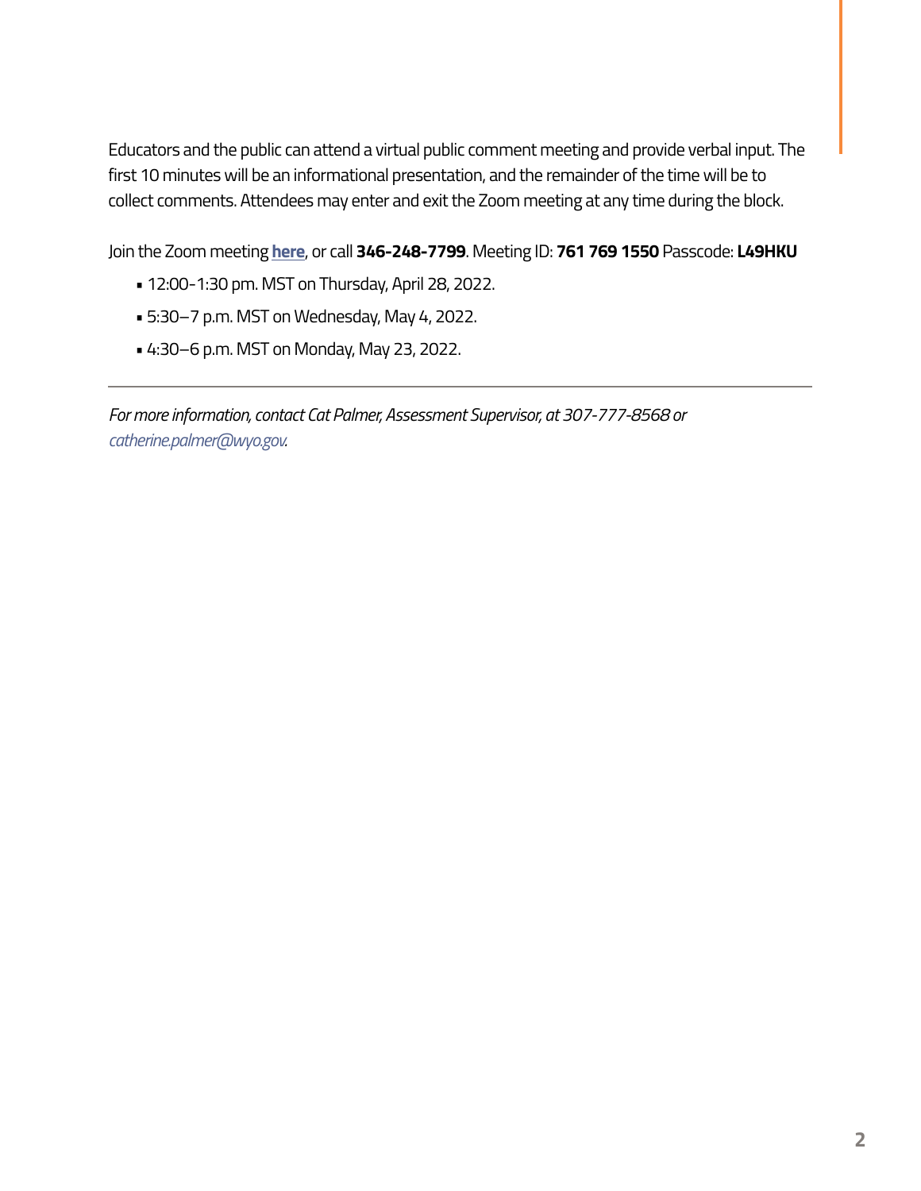Educators and the public can attend a virtual public comment meeting and provide verbal input. The first 10 minutes will be an informational presentation, and the remainder of the time will be to collect comments. Attendees may enter and exit the Zoom meeting at any time during the block.

Join the Zoom meeting **here**, or call **346-248-7799**. Meeting ID: **761 769 1550** Passcode: **L49HKU**

- 12:00-1:30 pm. MST on Thursday, April 28, 2022.
- 5:30–7 p.m. MST on Wednesday, May 4, 2022.
- 4:30–6 p.m. MST on Monday, May 23, 2022.

---

*For more information, contact Cat Palmer, Assessment Supervisor, at 307-777-8568 or catherine.palmer@wyo.gov.*